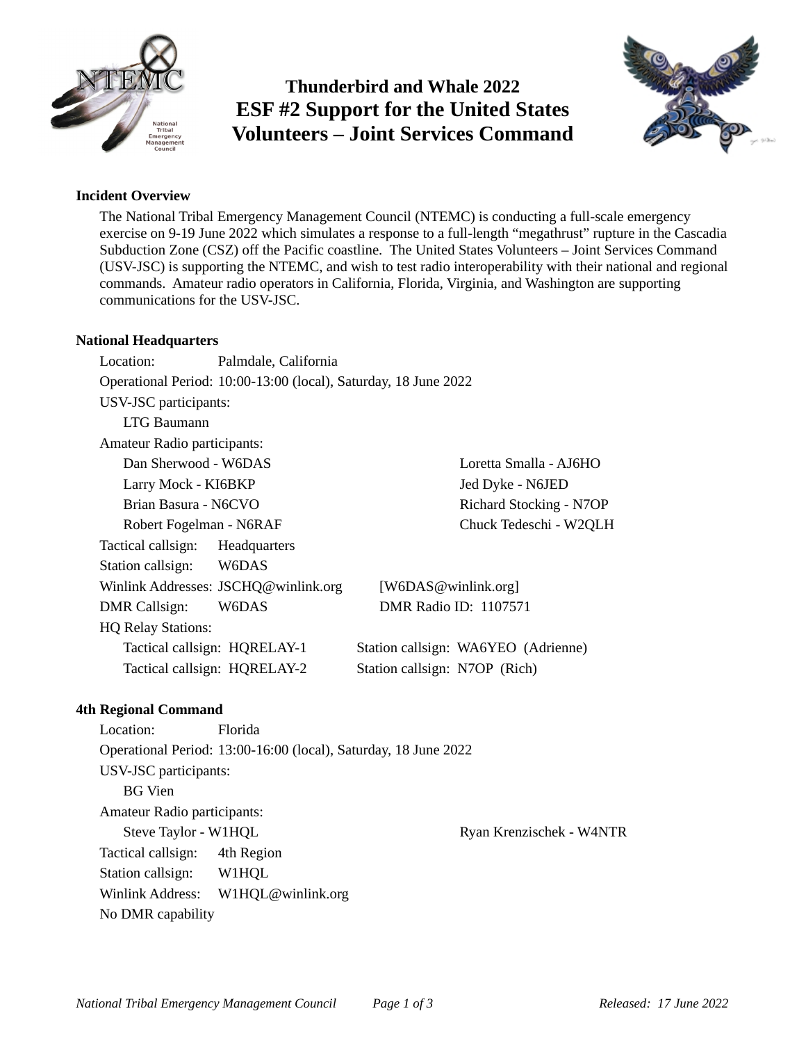# Thunderbird and Whale 2022
# ESF #2 Support for the United States Volunteers – Joint Services Command

### Incident Overview

The National Tribal Emergency Management Council (NTEMC) is conducting a full-scale emergency exercise on 9-19 June 2022 which simulates a response to a full-length "megathrust" rupture in the Cascadia Subduction Zone (CSZ) off the Pacific coastline. The United States Volunteers – Joint Services Command (USV-JSC) is supporting the NTEMC, and wish to test radio interoperability with their national and regional commands. Amateur radio operators in California, Florida, Virginia, and Washington are supporting communications for the USV-JSC.

### National Headquarters

Location: Palmdale, California

Operational Period: 10:00-13:00 (local), Saturday, 18 June 2022

USV-JSC participants:

- LTG Baumann

Amateur Radio participants:

- Dan Sherwood - W6DAS
- Larry Mock - KI6BKP
- Brian Basura - N6CVO
- Robert Fogelman - N6RAF
- Loretta Smalla - AJ6HO
- Jed Dyke - N6JED
- Richard Stocking - N7OP
- Chuck Tedeschi - W2QLH

Tactical callsign: Headquarters

Station callsign: W6DAS

Winlink Addresses: JSCHQ@winlink.org [W6DAS@winlink.org]

DMR Callsign: W6DAS DMR Radio ID: 1107571

HQ Relay Stations:

- Tactical callsign: HQRELAY-1 Station callsign: WA6YEO (Adrienne)
- Tactical callsign: HQRELAY-2 Station callsign: N7OP (Rich)

### 4th Regional Command

Location: Florida

Operational Period: 13:00-16:00 (local), Saturday, 18 June 2022

USV-JSC participants:

- BG Vien

Amateur Radio participants:

- Steve Taylor - W1HQL
- Ryan Krenzischek - W4NTR

Tactical callsign: 4th Region

Station callsign: W1HQL

Winlink Address: W1HQL@winlink.org

No DMR capability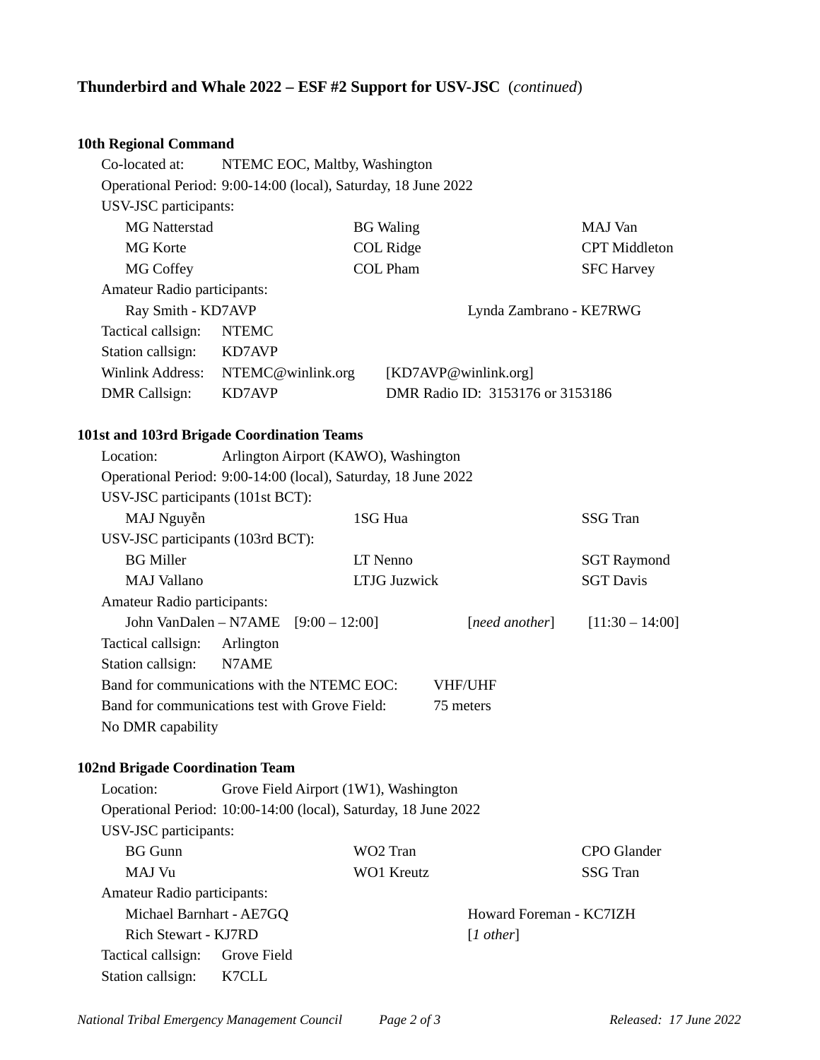**Thunderbird and Whale 2022 – ESF #2 Support for USV-JSC** (*continued*)

### 10th Regional Command

Co-located at: NTEMC EOC, Maltby, Washington

Operational Period: 9:00-14:00 (local), Saturday, 18 June 2022

USV-JSC participants:

| | | |
|---|---|---|
| MG Natterstad | BG Waling | MAJ Van |
| MG Korte | COL Ridge | CPT Middleton |
| MG Coffey | COL Pham | SFC Harvey |

Amateur Radio participants:

| | |
|---|---|
| Ray Smith - KD7AVP | Lynda Zambrano - KE7RWG |

Tactical callsign: NTEMC

Station callsign: KD7AVP

Winlink Address: NTEMC@winlink.org [KD7AVP@winlink.org]

DMR Callsign: KD7AVP DMR Radio ID: 3153176 or 3153186

### 101st and 103rd Brigade Coordination Teams

Location: Arlington Airport (KAWO), Washington

Operational Period: 9:00-14:00 (local), Saturday, 18 June 2022

USV-JSC participants (101st BCT):

| | | |
|---|---|---|
| MAJ Nguyễn | 1SG Hua | SSG Tran |

USV-JSC participants (103rd BCT):

| | | |
|---|---|---|
| BG Miller | LT Nenno | SGT Raymond |
| MAJ Vallano | LTJG Juzwick | SGT Davis |

Amateur Radio participants:

| | |
|---|---|
| John VanDalen – N7AME [9:00 – 12:00] | [*need another*] [11:30 – 14:00] |

Tactical callsign: Arlington

Station callsign: N7AME

Band for communications with the NTEMC EOC: VHF/UHF

Band for communications test with Grove Field: 75 meters

No DMR capability

### 102nd Brigade Coordination Team

Location: Grove Field Airport (1W1), Washington

Operational Period: 10:00-14:00 (local), Saturday, 18 June 2022

USV-JSC participants:

| | | |
|---|---|---|
| BG Gunn | WO2 Tran | CPO Glander |
| MAJ Vu | WO1 Kreutz | SSG Tran |

Amateur Radio participants:

| | |
|---|---|
| Michael Barnhart - AE7GQ | Howard Foreman - KC7IZH |
| Rich Stewart - KJ7RD | [*1 other*] |

Tactical callsign: Grove Field

Station callsign: K7CLL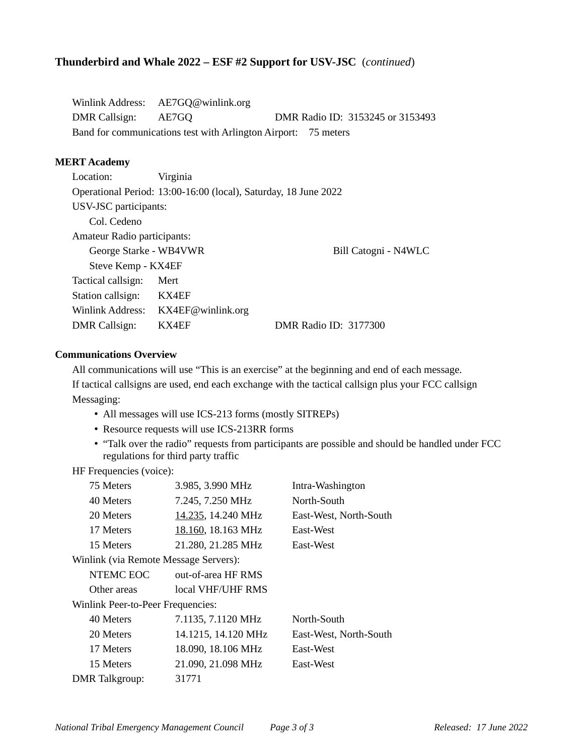**Thunderbird and Whale 2022 – ESF #2 Support for USV-JSC** (*continued*)

Winlink Address: AE7GQ@winlink.org
DMR Callsign: AE7GQ  DMR Radio ID: 3153245 or 3153493
Band for communications test with Arlington Airport: 75 meters

**MERT Academy**

Location: Virginia
Operational Period: 13:00-16:00 (local), Saturday, 18 June 2022
USV-JSC participants:
 Col. Cedeno
Amateur Radio participants:
 George Starke - WB4VWR  Bill Catogni - N4WLC
 Steve Kemp - KX4EF
Tactical callsign: Mert
Station callsign: KX4EF
Winlink Address: KX4EF@winlink.org
DMR Callsign: KX4EF  DMR Radio ID: 3177300

**Communications Overview**

All communications will use “This is an exercise” at the beginning and end of each message.
If tactical callsigns are used, end each exchange with the tactical callsign plus your FCC callsign
Messaging:

- All messages will use ICS-213 forms (mostly SITREPs)
- Resource requests will use ICS-213RR forms
- “Talk over the radio” requests from participants are possible and should be handled under FCC regulations for third party traffic

HF Frequencies (voice):

| | | |
|---|---|---|
| 75 Meters | 3.985, 3.990 MHz | Intra-Washington |
| 40 Meters | 7.245, 7.250 MHz | North-South |
| 20 Meters | 14.235, 14.240 MHz | East-West, North-South |
| 17 Meters | 18.160, 18.163 MHz | East-West |
| 15 Meters | 21.280, 21.285 MHz | East-West |

Winlink (via Remote Message Servers):

| | |
|---|---|
| NTEMC EOC | out-of-area HF RMS |
| Other areas | local VHF/UHF RMS |

Winlink Peer-to-Peer Frequencies:

| | | |
|---|---|---|
| 40 Meters | 7.1135, 7.1120 MHz | North-South |
| 20 Meters | 14.1215, 14.120 MHz | East-West, North-South |
| 17 Meters | 18.090, 18.106 MHz | East-West |
| 15 Meters | 21.090, 21.098 MHz | East-West |

DMR Talkgroup: 31771